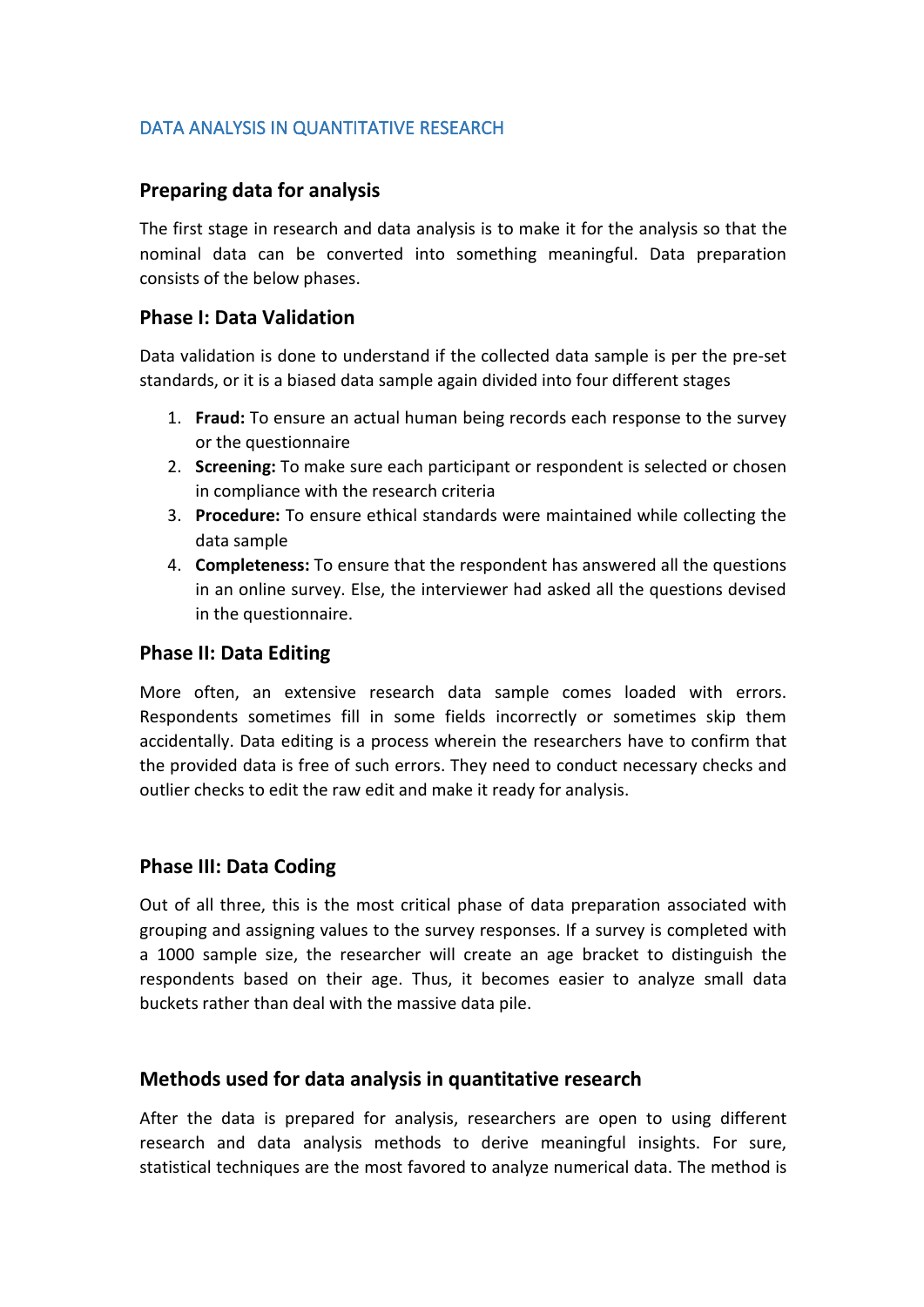# DATA ANALYSIS IN QUANTITATIVE RESEARCH

## Preparing data for analysis

The first stage in research and data analysis is to make it for the analysis so that the nominal data can be converted into something meaningful. Data preparation consists of the below phases.

## Phase I: Data Validation

Data validation is done to understand if the collected data sample is per the pre-set standards, or it is a biased data sample again divided into four different stages

1. **Fraud:** To ensure an actual human being records each response to the survey or the questionnaire
2. **Screening:** To make sure each participant or respondent is selected or chosen in compliance with the research criteria
3. **Procedure:** To ensure ethical standards were maintained while collecting the data sample
4. **Completeness:** To ensure that the respondent has answered all the questions in an online survey. Else, the interviewer had asked all the questions devised in the questionnaire.

## Phase II: Data Editing

More often, an extensive research data sample comes loaded with errors. Respondents sometimes fill in some fields incorrectly or sometimes skip them accidentally. Data editing is a process wherein the researchers have to confirm that the provided data is free of such errors. They need to conduct necessary checks and outlier checks to edit the raw edit and make it ready for analysis.

## Phase III: Data Coding

Out of all three, this is the most critical phase of data preparation associated with grouping and assigning values to the survey responses. If a survey is completed with a 1000 sample size, the researcher will create an age bracket to distinguish the respondents based on their age. Thus, it becomes easier to analyze small data buckets rather than deal with the massive data pile.

## Methods used for data analysis in quantitative research

After the data is prepared for analysis, researchers are open to using different research and data analysis methods to derive meaningful insights. For sure, statistical techniques are the most favored to analyze numerical data. The method is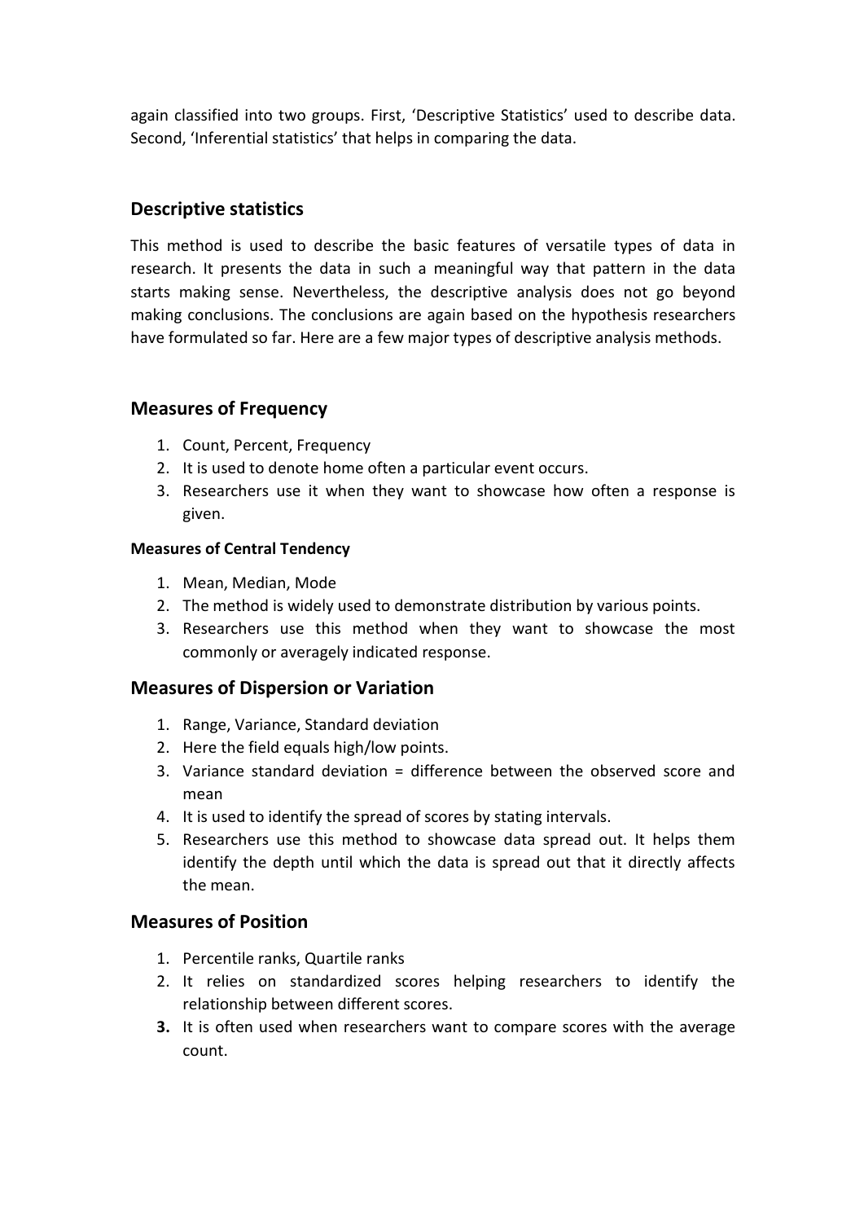again classified into two groups. First, ‘Descriptive Statistics’ used to describe data. Second, ‘Inferential statistics’ that helps in comparing the data.

## Descriptive statistics

This method is used to describe the basic features of versatile types of data in research. It presents the data in such a meaningful way that pattern in the data starts making sense. Nevertheless, the descriptive analysis does not go beyond making conclusions. The conclusions are again based on the hypothesis researchers have formulated so far. Here are a few major types of descriptive analysis methods.

## Measures of Frequency

1. Count, Percent, Frequency
2. It is used to denote home often a particular event occurs.
3. Researchers use it when they want to showcase how often a response is given.

#### Measures of Central Tendency

1. Mean, Median, Mode
2. The method is widely used to demonstrate distribution by various points.
3. Researchers use this method when they want to showcase the most commonly or averagely indicated response.

## Measures of Dispersion or Variation

1. Range, Variance, Standard deviation
2. Here the field equals high/low points.
3. Variance standard deviation = difference between the observed score and mean
4. It is used to identify the spread of scores by stating intervals.
5. Researchers use this method to showcase data spread out. It helps them identify the depth until which the data is spread out that it directly affects the mean.

## Measures of Position

1. Percentile ranks, Quartile ranks
2. It relies on standardized scores helping researchers to identify the relationship between different scores.
3. It is often used when researchers want to compare scores with the average count.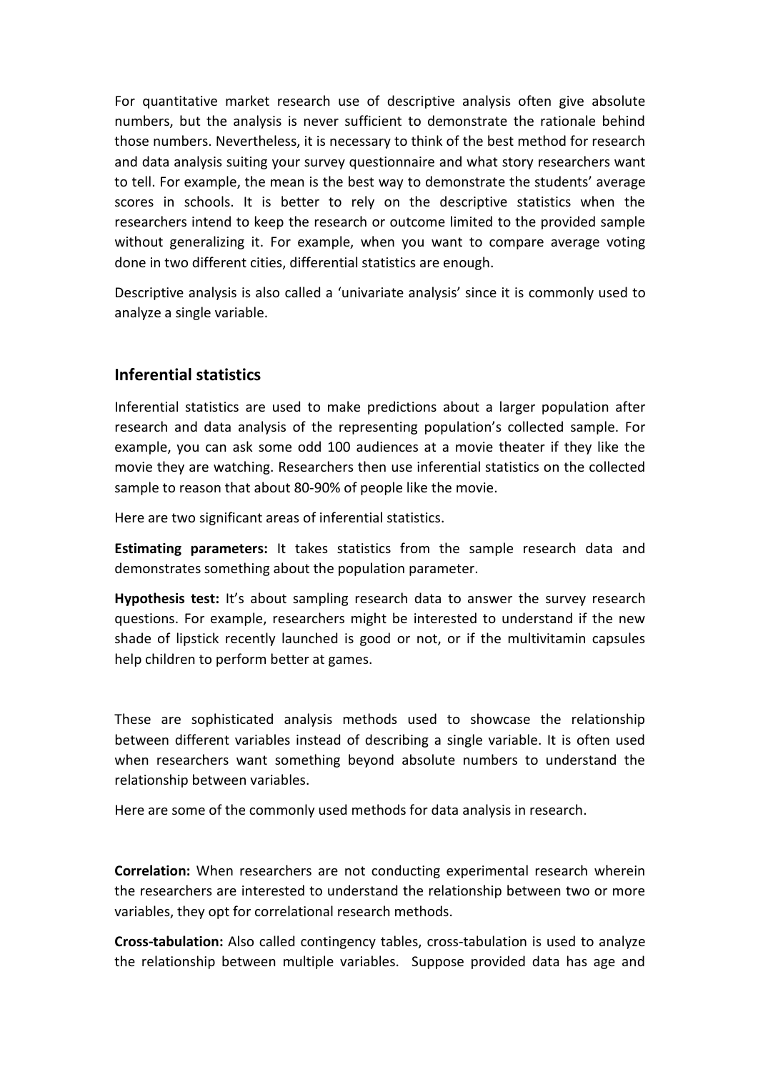For quantitative market research use of descriptive analysis often give absolute numbers, but the analysis is never sufficient to demonstrate the rationale behind those numbers. Nevertheless, it is necessary to think of the best method for research and data analysis suiting your survey questionnaire and what story researchers want to tell. For example, the mean is the best way to demonstrate the students' average scores in schools. It is better to rely on the descriptive statistics when the researchers intend to keep the research or outcome limited to the provided sample without generalizing it. For example, when you want to compare average voting done in two different cities, differential statistics are enough.

Descriptive analysis is also called a 'univariate analysis' since it is commonly used to analyze a single variable.

## Inferential statistics

Inferential statistics are used to make predictions about a larger population after research and data analysis of the representing population's collected sample. For example, you can ask some odd 100 audiences at a movie theater if they like the movie they are watching. Researchers then use inferential statistics on the collected sample to reason that about 80-90% of people like the movie.

Here are two significant areas of inferential statistics.

**Estimating parameters:** It takes statistics from the sample research data and demonstrates something about the population parameter.

**Hypothesis test:** It's about sampling research data to answer the survey research questions. For example, researchers might be interested to understand if the new shade of lipstick recently launched is good or not, or if the multivitamin capsules help children to perform better at games.

These are sophisticated analysis methods used to showcase the relationship between different variables instead of describing a single variable. It is often used when researchers want something beyond absolute numbers to understand the relationship between variables.

Here are some of the commonly used methods for data analysis in research.

**Correlation:** When researchers are not conducting experimental research wherein the researchers are interested to understand the relationship between two or more variables, they opt for correlational research methods.

**Cross-tabulation:** Also called contingency tables, cross-tabulation is used to analyze the relationship between multiple variables. Suppose provided data has age and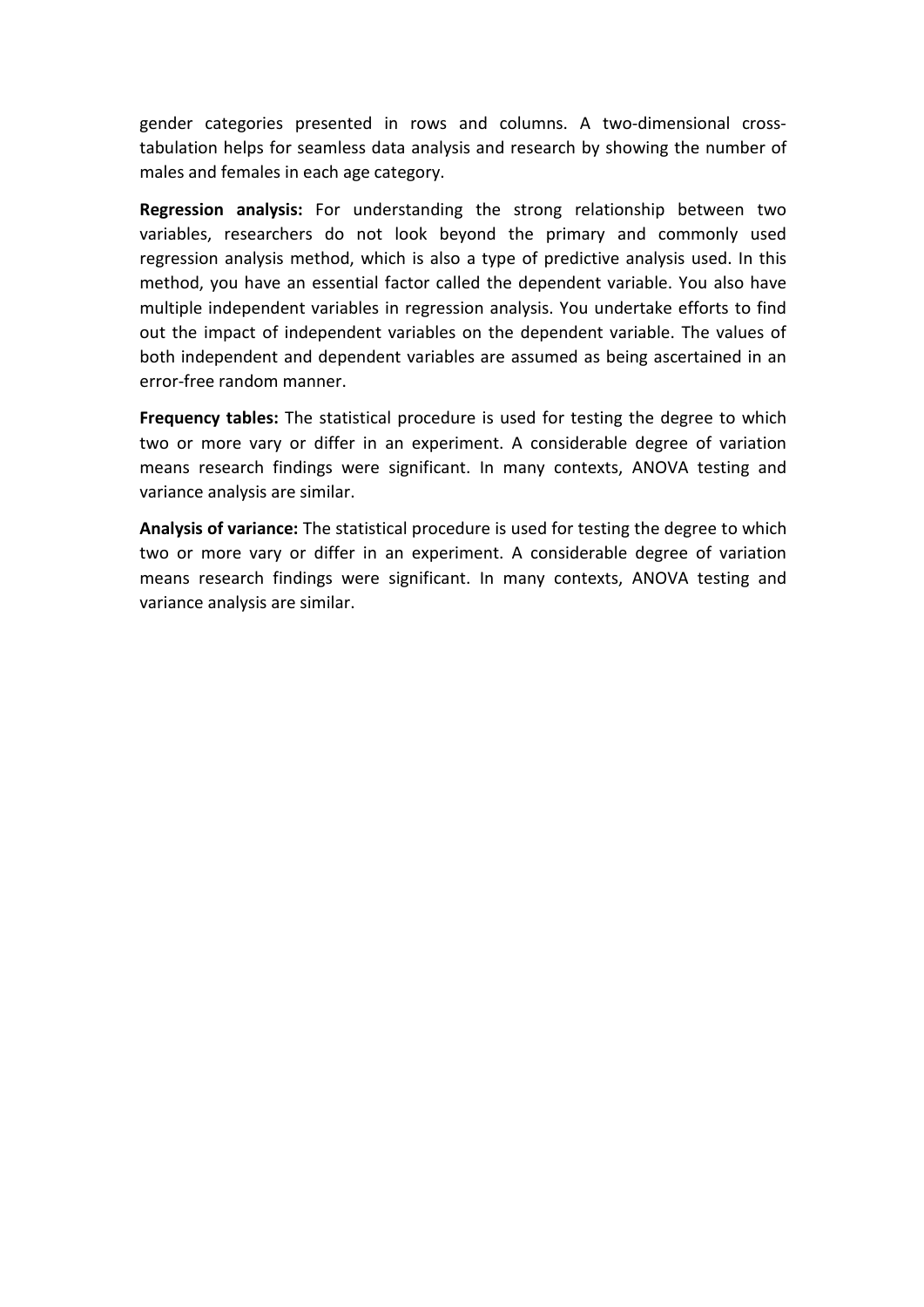gender categories presented in rows and columns. A two-dimensional cross-tabulation helps for seamless data analysis and research by showing the number of males and females in each age category.

**Regression analysis:** For understanding the strong relationship between two variables, researchers do not look beyond the primary and commonly used regression analysis method, which is also a type of predictive analysis used. In this method, you have an essential factor called the dependent variable. You also have multiple independent variables in regression analysis. You undertake efforts to find out the impact of independent variables on the dependent variable. The values of both independent and dependent variables are assumed as being ascertained in an error-free random manner.

**Frequency tables:** The statistical procedure is used for testing the degree to which two or more vary or differ in an experiment. A considerable degree of variation means research findings were significant. In many contexts, ANOVA testing and variance analysis are similar.

**Analysis of variance:** The statistical procedure is used for testing the degree to which two or more vary or differ in an experiment. A considerable degree of variation means research findings were significant. In many contexts, ANOVA testing and variance analysis are similar.